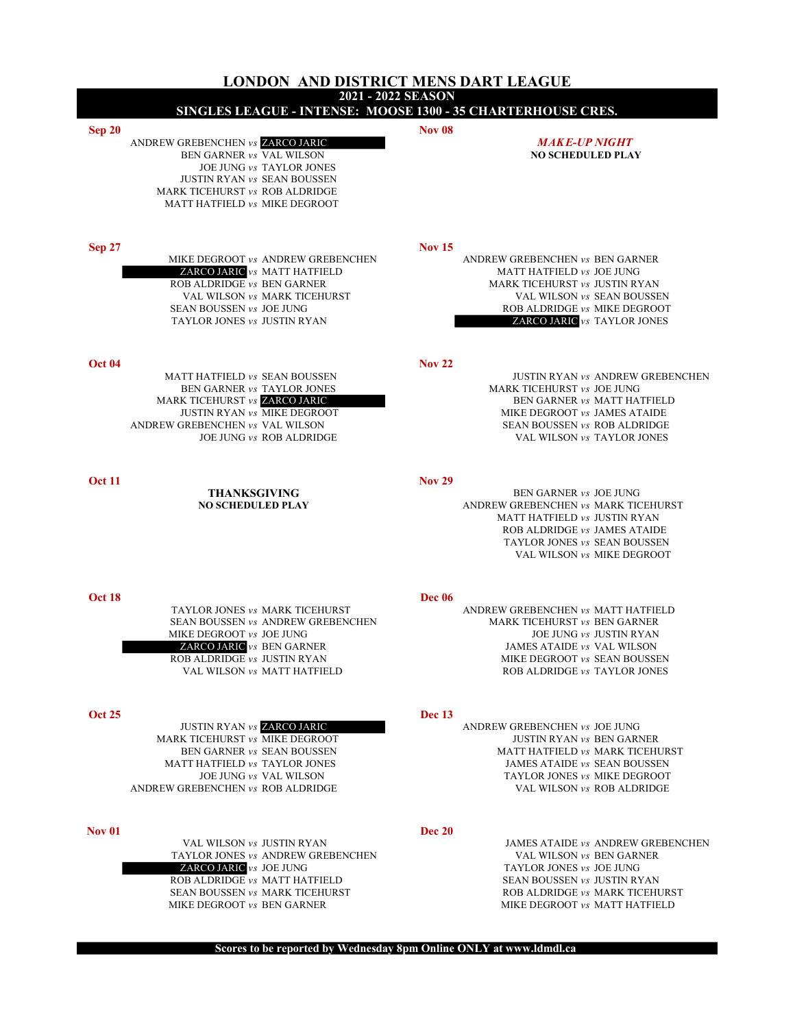# LONDON AND DISTRICT MENS DART LEAGUE

## 2021 - 2022 SEASON

## SINGLES LEAGUE - INTENSE: MOOSE 1300 - 35 CHARTERHOUSE CRES.

**Sep 20**

ANDREW GREBENCHEN *vs* ZARCO JARIC
BEN GARNER *vs* VAL WILSON
JOE JUNG *vs* TAYLOR JONES
JUSTIN RYAN *vs* SEAN BOUSSEN
MARK TICEHURST *vs* ROB ALDRIDGE
MATT HATFIELD *vs* MIKE DEGROOT

**Sep 27**

MIKE DEGROOT *vs* ANDREW GREBENCHEN
ZARCO JARIC *vs* MATT HATFIELD
ROB ALDRIDGE *vs* BEN GARNER
VAL WILSON *vs* MARK TICEHURST
SEAN BOUSSEN *vs* JOE JUNG
TAYLOR JONES *vs* JUSTIN RYAN

**Oct 04**

MATT HATFIELD *vs* SEAN BOUSSEN
BEN GARNER *vs* TAYLOR JONES
MARK TICEHURST *vs* ZARCO JARIC
JUSTIN RYAN *vs* MIKE DEGROOT
ANDREW GREBENCHEN *vs* VAL WILSON
JOE JUNG *vs* ROB ALDRIDGE

**Oct 11**

**THANKSGIVING**
**NO SCHEDULED PLAY**

**Oct 18**

TAYLOR JONES *vs* MARK TICEHURST
SEAN BOUSSEN *vs* ANDREW GREBENCHEN
MIKE DEGROOT *vs* JOE JUNG
ZARCO JARIC *vs* BEN GARNER
ROB ALDRIDGE *vs* JUSTIN RYAN
VAL WILSON *vs* MATT HATFIELD

**Oct 25**

JUSTIN RYAN *vs* ZARCO JARIC
MARK TICEHURST *vs* MIKE DEGROOT
BEN GARNER *vs* SEAN BOUSSEN
MATT HATFIELD *vs* TAYLOR JONES
JOE JUNG *vs* VAL WILSON
ANDREW GREBENCHEN *vs* ROB ALDRIDGE

**Nov 01**

VAL WILSON *vs* JUSTIN RYAN
TAYLOR JONES *vs* ANDREW GREBENCHEN
ZARCO JARIC *vs* JOE JUNG
ROB ALDRIDGE *vs* MATT HATFIELD
SEAN BOUSSEN *vs* MARK TICEHURST
MIKE DEGROOT *vs* BEN GARNER

**Nov 08**

***MAKE-UP NIGHT***
**NO SCHEDULED PLAY**

**Nov 15**

ANDREW GREBENCHEN *vs* BEN GARNER
MATT HATFIELD *vs* JOE JUNG
MARK TICEHURST *vs* JUSTIN RYAN
VAL WILSON *vs* SEAN BOUSSEN
ROB ALDRIDGE *vs* MIKE DEGROOT
ZARCO JARIC *vs* TAYLOR JONES

**Nov 22**

JUSTIN RYAN *vs* ANDREW GREBENCHEN
MARK TICEHURST *vs* JOE JUNG
BEN GARNER *vs* MATT HATFIELD
MIKE DEGROOT *vs* JAMES ATAIDE
SEAN BOUSSEN *vs* ROB ALDRIDGE
VAL WILSON *vs* TAYLOR JONES

**Nov 29**

BEN GARNER *vs* JOE JUNG
ANDREW GREBENCHEN *vs* MARK TICEHURST
MATT HATFIELD *vs* JUSTIN RYAN
ROB ALDRIDGE *vs* JAMES ATAIDE
TAYLOR JONES *vs* SEAN BOUSSEN
VAL WILSON *vs* MIKE DEGROOT

**Dec 06**

ANDREW GREBENCHEN *vs* MATT HATFIELD
MARK TICEHURST *vs* BEN GARNER
JOE JUNG *vs* JUSTIN RYAN
JAMES ATAIDE *vs* VAL WILSON
MIKE DEGROOT *vs* SEAN BOUSSEN
ROB ALDRIDGE *vs* TAYLOR JONES

**Dec 13**

ANDREW GREBENCHEN *vs* JOE JUNG
JUSTIN RYAN *vs* BEN GARNER
MATT HATFIELD *vs* MARK TICEHURST
JAMES ATAIDE *vs* SEAN BOUSSEN
TAYLOR JONES *vs* MIKE DEGROOT
VAL WILSON *vs* ROB ALDRIDGE

**Dec 20**

JAMES ATAIDE *vs* ANDREW GREBENCHEN
VAL WILSON *vs* BEN GARNER
TAYLOR JONES *vs* JOE JUNG
SEAN BOUSSEN *vs* JUSTIN RYAN
ROB ALDRIDGE *vs* MARK TICEHURST
MIKE DEGROOT *vs* MATT HATFIELD

**Scores to be reported by Wednesday 8pm Online ONLY at www.ldmdl.ca**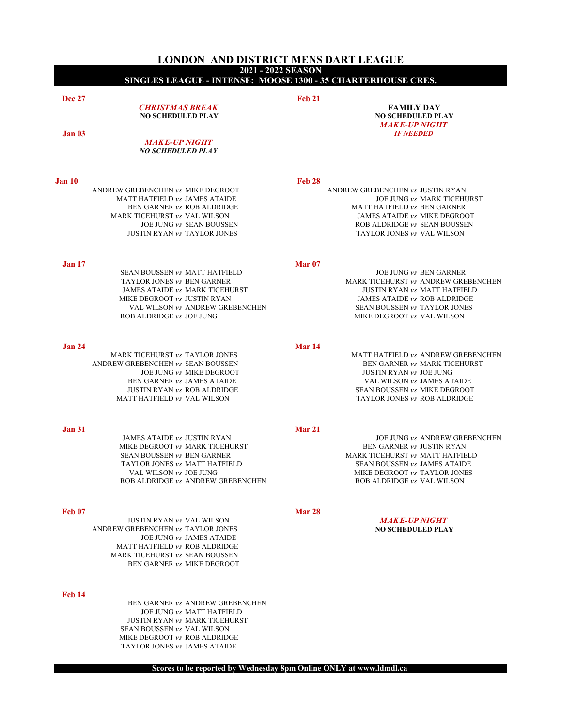# LONDON AND DISTRICT MENS DART LEAGUE

## 2021 - 2022 SEASON

## SINGLES LEAGUE - INTENSE: MOOSE 1300 - 35 CHARTERHOUSE CRES.

**Dec 27**

***CHRISTMAS BREAK***
**NO SCHEDULED PLAY**

**Jan 03**

***MAKE-UP NIGHT***
***NO SCHEDULED PLAY***

**Jan 10**

ANDREW GREBENCHEN *vs* MIKE DEGROOT
MATT HATFIELD *vs* JAMES ATAIDE
BEN GARNER *vs* ROB ALDRIDGE
MARK TICEHURST *vs* VAL WILSON
JOE JUNG *vs* SEAN BOUSSEN
JUSTIN RYAN *vs* TAYLOR JONES

**Jan 17**

SEAN BOUSSEN *vs* MATT HATFIELD
TAYLOR JONES *vs* BEN GARNER
JAMES ATAIDE *vs* MARK TICEHURST
MIKE DEGROOT *vs* JUSTIN RYAN
VAL WILSON *vs* ANDREW GREBENCHEN
ROB ALDRIDGE *vs* JOE JUNG

**Jan 24**

MARK TICEHURST *vs* TAYLOR JONES
ANDREW GREBENCHEN *vs* SEAN BOUSSEN
JOE JUNG *vs* MIKE DEGROOT
BEN GARNER *vs* JAMES ATAIDE
JUSTIN RYAN *vs* ROB ALDRIDGE
MATT HATFIELD *vs* VAL WILSON

**Jan 31**

JAMES ATAIDE *vs* JUSTIN RYAN
MIKE DEGROOT *vs* MARK TICEHURST
SEAN BOUSSEN *vs* BEN GARNER
TAYLOR JONES *vs* MATT HATFIELD
VAL WILSON *vs* JOE JUNG
ROB ALDRIDGE *vs* ANDREW GREBENCHEN

**Feb 07**

JUSTIN RYAN *vs* VAL WILSON
ANDREW GREBENCHEN *vs* TAYLOR JONES
JOE JUNG *vs* JAMES ATAIDE
MATT HATFIELD *vs* ROB ALDRIDGE
MARK TICEHURST *vs* SEAN BOUSSEN
BEN GARNER *vs* MIKE DEGROOT

**Feb 14**

BEN GARNER *vs* ANDREW GREBENCHEN
JOE JUNG *vs* MATT HATFIELD
JUSTIN RYAN *vs* MARK TICEHURST
SEAN BOUSSEN *vs* VAL WILSON
MIKE DEGROOT *vs* ROB ALDRIDGE
TAYLOR JONES *vs* JAMES ATAIDE

**Feb 21**

**FAMILY DAY**
**NO SCHEDULED PLAY**
***MAKE-UP NIGHT***
***IF NEEDED***

**Feb 28**

ANDREW GREBENCHEN *vs* JUSTIN RYAN
JOE JUNG *vs* MARK TICEHURST
MATT HATFIELD *vs* BEN GARNER
JAMES ATAIDE *vs* MIKE DEGROOT
ROB ALDRIDGE *vs* SEAN BOUSSEN
TAYLOR JONES *vs* VAL WILSON

**Mar 07**

JOE JUNG *vs* BEN GARNER
MARK TICEHURST *vs* ANDREW GREBENCHEN
JUSTIN RYAN *vs* MATT HATFIELD
JAMES ATAIDE *vs* ROB ALDRIDGE
SEAN BOUSSEN *vs* TAYLOR JONES
MIKE DEGROOT *vs* VAL WILSON

**Mar 14**

MATT HATFIELD *vs* ANDREW GREBENCHEN
BEN GARNER *vs* MARK TICEHURST
JUSTIN RYAN *vs* JOE JUNG
VAL WILSON *vs* JAMES ATAIDE
SEAN BOUSSEN *vs* MIKE DEGROOT
TAYLOR JONES *vs* ROB ALDRIDGE

**Mar 21**

JOE JUNG *vs* ANDREW GREBENCHEN
BEN GARNER *vs* JUSTIN RYAN
MARK TICEHURST *vs* MATT HATFIELD
SEAN BOUSSEN *vs* JAMES ATAIDE
MIKE DEGROOT *vs* TAYLOR JONES
ROB ALDRIDGE *vs* VAL WILSON

**Mar 28**

***MAKE-UP NIGHT***
**NO SCHEDULED PLAY**

**Scores to be reported by Wednesday 8pm Online ONLY at www.ldmdl.ca**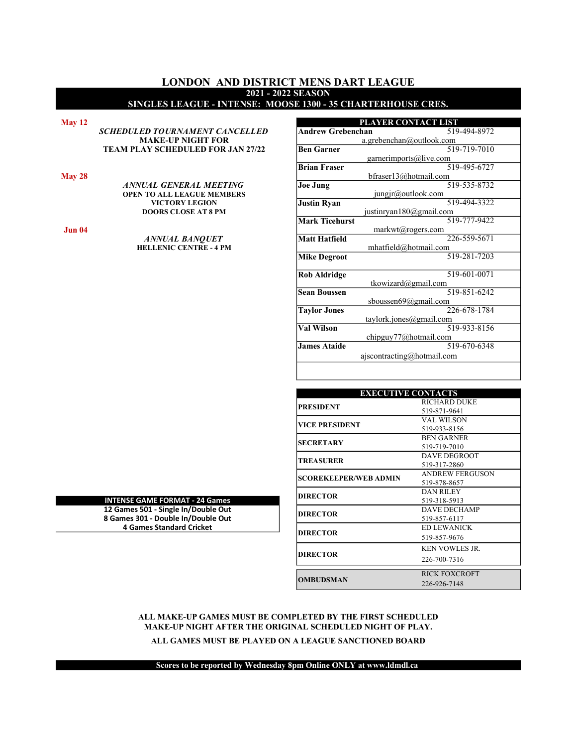# LONDON AND DISTRICT MENS DART LEAGUE

## 2021 - 2022 SEASON

## SINGLES LEAGUE - INTENSE: MOOSE 1300 - 35 CHARTERHOUSE CRES.

**May 12**

***SCHEDULED TOURNAMENT CANCELLED***
**MAKE-UP NIGHT FOR**
**TEAM PLAY SCHEDULED FOR JAN 27/22**

**May 28**

***ANNUAL GENERAL MEETING***
**OPEN TO ALL LEAGUE MEMBERS**
**VICTORY LEGION**
**DOORS CLOSE AT 8 PM**

**Jun 04**

***ANNUAL BANQUET***
**HELLENIC CENTRE - 4 PM**

| INTENSE GAME FORMAT - 24 Games |
|---|
| 12 Games 501 - Single In/Double Out |
| 8 Games 301 - Double In/Double Out |
| 4 Games Standard Cricket |

| PLAYER CONTACT LIST | | |
|---|---|---|
| **Andrew Grebenchan** | 519-494-8972 | a.grebenchan@outlook.com |
| **Ben Garner** | 519-719-7010 | garnerimports@live.com |
| **Brian Fraser** | 519-495-6727 | bfraser13@hotmail.com |
| **Joe Jung** | 519-535-8732 | jungjr@outlook.com |
| **Justin Ryan** | 519-494-3322 | justinryan180@gmail.com |
| **Mark Ticehurst** | 519-777-9422 | markwt@rogers.com |
| **Matt Hatfield** | 226-559-5671 | mhatfield@hotmail.com |
| **Mike Degroot** | 519-281-7203 | |
| **Rob Aldridge** | 519-601-0071 | tkowizard@gmail.com |
| **Sean Boussen** | 519-851-6242 | sboussen69@gmail.com |
| **Taylor Jones** | 226-678-1784 | taylork.jones@gmail.com |
| **Val Wilson** | 519-933-8156 | chipguy77@hotmail.com |
| **James Ataide** | 519-670-6348 | ajscontracting@hotmail.com |

| EXECUTIVE CONTACTS | | |
|---|---|---|
| **PRESIDENT** | RICHARD DUKE | 519-871-9641 |
| **VICE PRESIDENT** | VAL WILSON | 519-933-8156 |
| **SECRETARY** | BEN GARNER | 519-719-7010 |
| **TREASURER** | DAVE DEGROOT | 519-317-2860 |
| **SCOREKEEPER/WEB ADMIN** | ANDREW FERGUSON | 519-878-8657 |
| **DIRECTOR** | DAN RILEY | 519-318-5913 |
| **DIRECTOR** | DAVE DECHAMP | 519-857-6117 |
| **DIRECTOR** | ED LEWANICK | 519-857-9676 |
| **DIRECTOR** | KEN VOWLES JR. | 226-700-7316 |
| **OMBUDSMAN** | RICK FOXCROFT | 226-926-7148 |

**ALL MAKE-UP GAMES MUST BE COMPLETED BY THE FIRST SCHEDULED MAKE-UP NIGHT AFTER THE ORIGINAL SCHEDULED NIGHT OF PLAY.**

**ALL GAMES MUST BE PLAYED ON A LEAGUE SANCTIONED BOARD**

**Scores to be reported by Wednesday 8pm Online ONLY at www.ldmdl.ca**